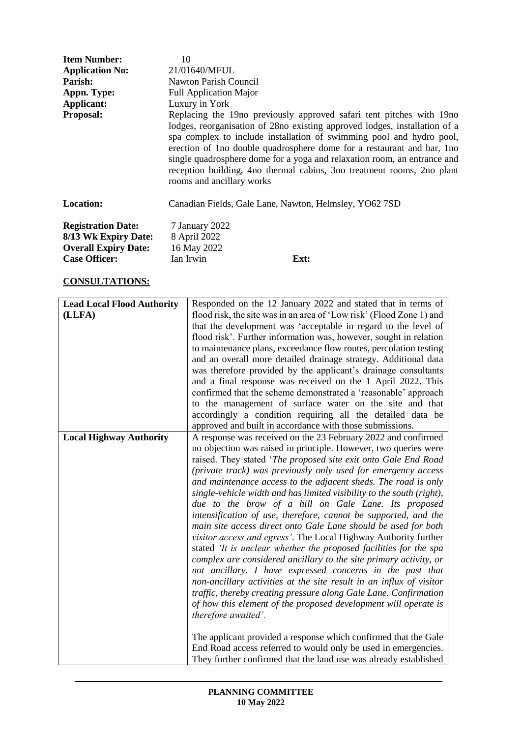| | |
|---|---|
| **Item Number:** | 10 |
| **Application No:** | 21/01640/MFUL |
| **Parish:** | Nawton Parish Council |
| **Appn. Type:** | Full Application Major |
| **Applicant:** | Luxury in York |
| **Proposal:** | Replacing the 19no previously approved safari tent pitches with 19no lodges, reorganisation of 28no existing approved lodges, installation of a spa complex to include installation of swimming pool and hydro pool, erection of 1no double quadrosphere dome for a restaurant and bar, 1no single quadrosphere dome for a yoga and relaxation room, an entrance and reception building, 4no thermal cabins, 3no treatment rooms, 2no plant rooms and ancillary works |
| **Location:** | Canadian Fields, Gale Lane, Nawton, Helmsley, YO62 7SD |
| **Registration Date:** | 7 January 2022 |
| **8/13 Wk Expiry Date:** | 8 April 2022 |
| **Overall Expiry Date:** | 16 May 2022 |
| **Case Officer:** | Ian Irwin **Ext:** |

## CONSULTATIONS:

| | |
|---|---|
| **Lead Local Flood Authority (LLFA)** | Responded on the 12 January 2022 and stated that in terms of flood risk, the site was in an area of 'Low risk' (Flood Zone 1) and that the development was 'acceptable in regard to the level of flood risk'. Further information was, however, sought in relation to maintenance plans, exceedance flow routes, percolation testing and an overall more detailed drainage strategy. Additional data was therefore provided by the applicant's drainage consultants and a final response was received on the 1 April 2022. This confirmed that the scheme demonstrated a 'reasonable' approach to the management of surface water on the site and that accordingly a condition requiring all the detailed data be approved and built in accordance with those submissions. |
| **Local Highway Authority** | A response was received on the 23 February 2022 and confirmed no objection was raised in principle. However, two queries were raised. They stated '*The proposed site exit onto Gale End Road (private track) was previously only used for emergency access and maintenance access to the adjacent sheds. The road is only single-vehicle width and has limited visibility to the south (right), due to the brow of a hill on Gale Lane. Its proposed intensification of use, therefore, cannot be supported, and the main site access direct onto Gale Lane should be used for both visitor access and egress*'. The Local Highway Authority further stated '*It is unclear whether the proposed facilities for the spa complex are considered ancillary to the site primary activity, or not ancillary. I have expressed concerns in the past that non-ancillary activities at the site result in an influx of visitor traffic, thereby creating pressure along Gale Lane. Confirmation of how this element of the proposed development will operate is therefore awaited*'.<br><br>The applicant provided a response which confirmed that the Gale End Road access referred to would only be used in emergencies. They further confirmed that the land use was already established |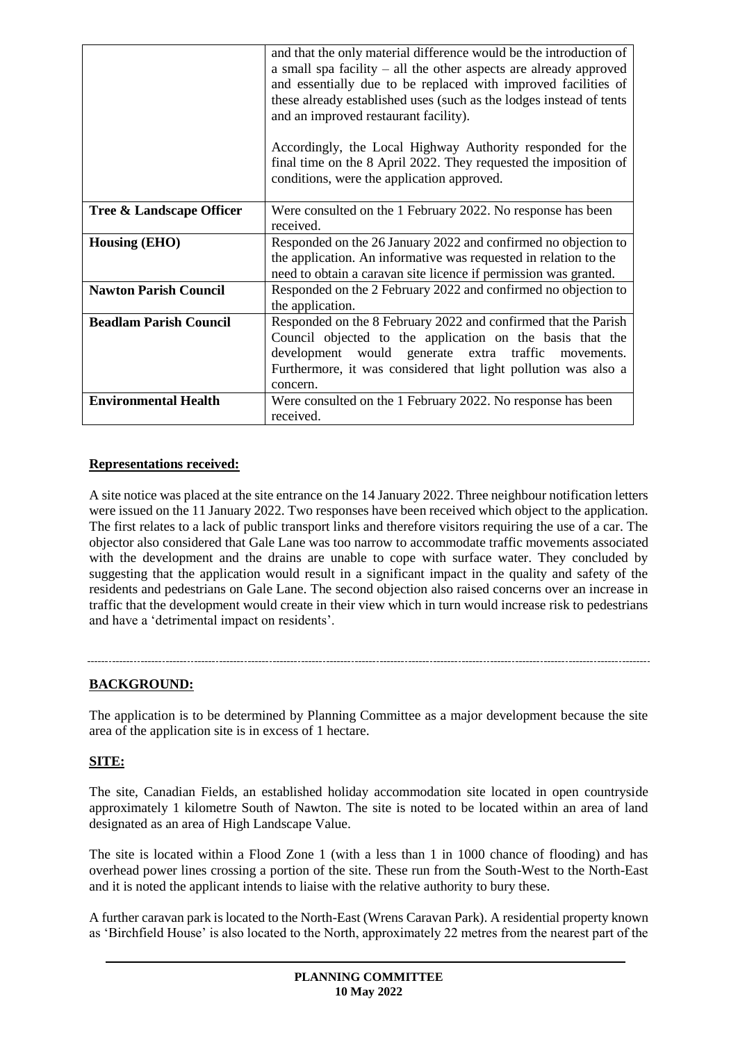| | |
|---|---|
| | and that the only material difference would be the introduction of a small spa facility – all the other aspects are already approved and essentially due to be replaced with improved facilities of these already established uses (such as the lodges instead of tents and an improved restaurant facility).<br><br>Accordingly, the Local Highway Authority responded for the final time on the 8 April 2022. They requested the imposition of conditions, were the application approved. |
| **Tree & Landscape Officer** | Were consulted on the 1 February 2022. No response has been received. |
| **Housing (EHO)** | Responded on the 26 January 2022 and confirmed no objection to the application. An informative was requested in relation to the need to obtain a caravan site licence if permission was granted. |
| **Nawton Parish Council** | Responded on the 2 February 2022 and confirmed no objection to the application. |
| **Beadlam Parish Council** | Responded on the 8 February 2022 and confirmed that the Parish Council objected to the application on the basis that the development would generate extra traffic movements. Furthermore, it was considered that light pollution was also a concern. |
| **Environmental Health** | Were consulted on the 1 February 2022. No response has been received. |

**Representations received:**

A site notice was placed at the site entrance on the 14 January 2022. Three neighbour notification letters were issued on the 11 January 2022. Two responses have been received which object to the application. The first relates to a lack of public transport links and therefore visitors requiring the use of a car. The objector also considered that Gale Lane was too narrow to accommodate traffic movements associated with the development and the drains are unable to cope with surface water. They concluded by suggesting that the application would result in a significant impact in the quality and safety of the residents and pedestrians on Gale Lane. The second objection also raised concerns over an increase in traffic that the development would create in their view which in turn would increase risk to pedestrians and have a 'detrimental impact on residents'.

---

**BACKGROUND:**

The application is to be determined by Planning Committee as a major development because the site area of the application site is in excess of 1 hectare.

**SITE:**

The site, Canadian Fields, an established holiday accommodation site located in open countryside approximately 1 kilometre South of Nawton. The site is noted to be located within an area of land designated as an area of High Landscape Value.

The site is located within a Flood Zone 1 (with a less than 1 in 1000 chance of flooding) and has overhead power lines crossing a portion of the site. These run from the South-West to the North-East and it is noted the applicant intends to liaise with the relative authority to bury these.

A further caravan park is located to the North-East (Wrens Caravan Park). A residential property known as 'Birchfield House' is also located to the North, approximately 22 metres from the nearest part of the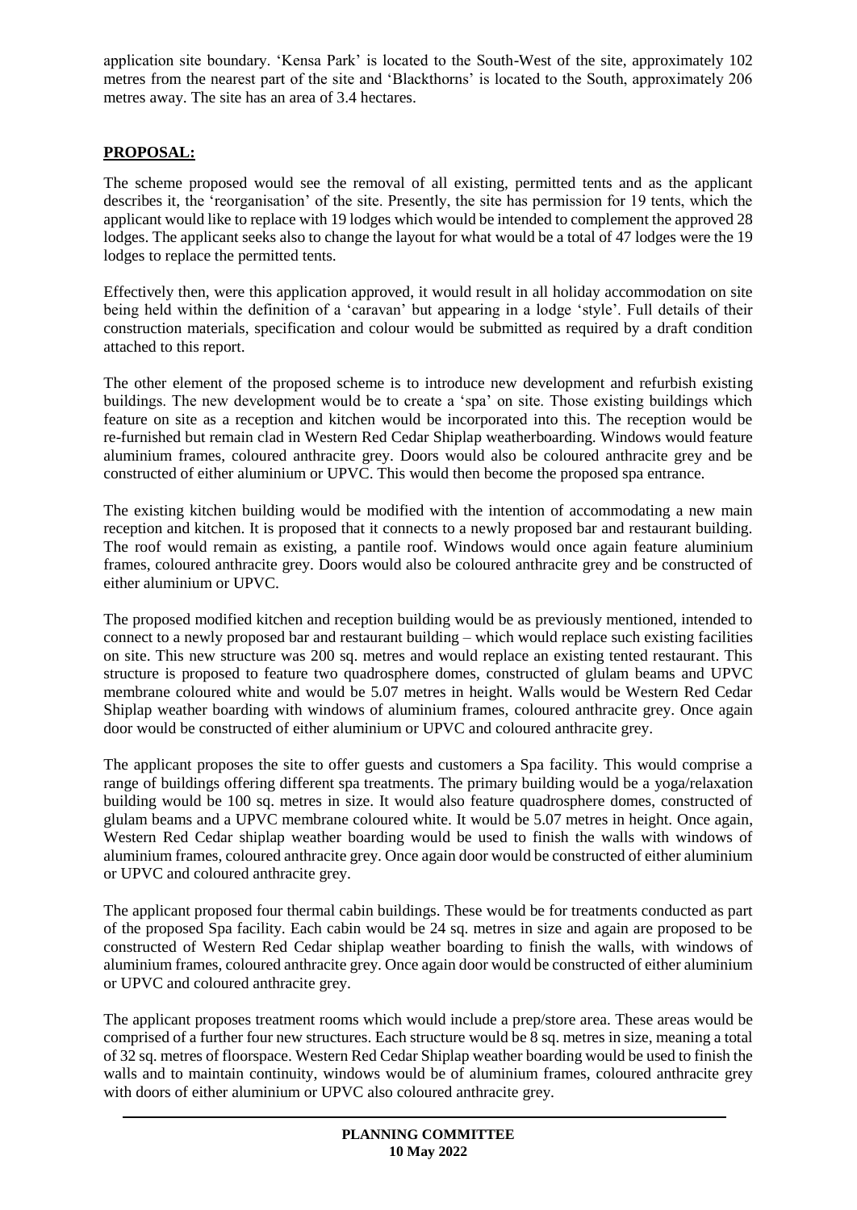application site boundary. 'Kensa Park' is located to the South-West of the site, approximately 102 metres from the nearest part of the site and 'Blackthorns' is located to the South, approximately 206 metres away. The site has an area of 3.4 hectares.

## PROPOSAL:

The scheme proposed would see the removal of all existing, permitted tents and as the applicant describes it, the 'reorganisation' of the site. Presently, the site has permission for 19 tents, which the applicant would like to replace with 19 lodges which would be intended to complement the approved 28 lodges. The applicant seeks also to change the layout for what would be a total of 47 lodges were the 19 lodges to replace the permitted tents.

Effectively then, were this application approved, it would result in all holiday accommodation on site being held within the definition of a 'caravan' but appearing in a lodge 'style'. Full details of their construction materials, specification and colour would be submitted as required by a draft condition attached to this report.

The other element of the proposed scheme is to introduce new development and refurbish existing buildings. The new development would be to create a 'spa' on site. Those existing buildings which feature on site as a reception and kitchen would be incorporated into this. The reception would be re-furnished but remain clad in Western Red Cedar Shiplap weatherboarding. Windows would feature aluminium frames, coloured anthracite grey. Doors would also be coloured anthracite grey and be constructed of either aluminium or UPVC. This would then become the proposed spa entrance.

The existing kitchen building would be modified with the intention of accommodating a new main reception and kitchen. It is proposed that it connects to a newly proposed bar and restaurant building. The roof would remain as existing, a pantile roof. Windows would once again feature aluminium frames, coloured anthracite grey. Doors would also be coloured anthracite grey and be constructed of either aluminium or UPVC.

The proposed modified kitchen and reception building would be as previously mentioned, intended to connect to a newly proposed bar and restaurant building – which would replace such existing facilities on site. This new structure was 200 sq. metres and would replace an existing tented restaurant. This structure is proposed to feature two quadrosphere domes, constructed of glulam beams and UPVC membrane coloured white and would be 5.07 metres in height. Walls would be Western Red Cedar Shiplap weather boarding with windows of aluminium frames, coloured anthracite grey. Once again door would be constructed of either aluminium or UPVC and coloured anthracite grey.

The applicant proposes the site to offer guests and customers a Spa facility. This would comprise a range of buildings offering different spa treatments. The primary building would be a yoga/relaxation building would be 100 sq. metres in size. It would also feature quadrosphere domes, constructed of glulam beams and a UPVC membrane coloured white. It would be 5.07 metres in height. Once again, Western Red Cedar shiplap weather boarding would be used to finish the walls with windows of aluminium frames, coloured anthracite grey. Once again door would be constructed of either aluminium or UPVC and coloured anthracite grey.

The applicant proposed four thermal cabin buildings. These would be for treatments conducted as part of the proposed Spa facility. Each cabin would be 24 sq. metres in size and again are proposed to be constructed of Western Red Cedar shiplap weather boarding to finish the walls, with windows of aluminium frames, coloured anthracite grey. Once again door would be constructed of either aluminium or UPVC and coloured anthracite grey.

The applicant proposes treatment rooms which would include a prep/store area. These areas would be comprised of a further four new structures. Each structure would be 8 sq. metres in size, meaning a total of 32 sq. metres of floorspace. Western Red Cedar Shiplap weather boarding would be used to finish the walls and to maintain continuity, windows would be of aluminium frames, coloured anthracite grey with doors of either aluminium or UPVC also coloured anthracite grey.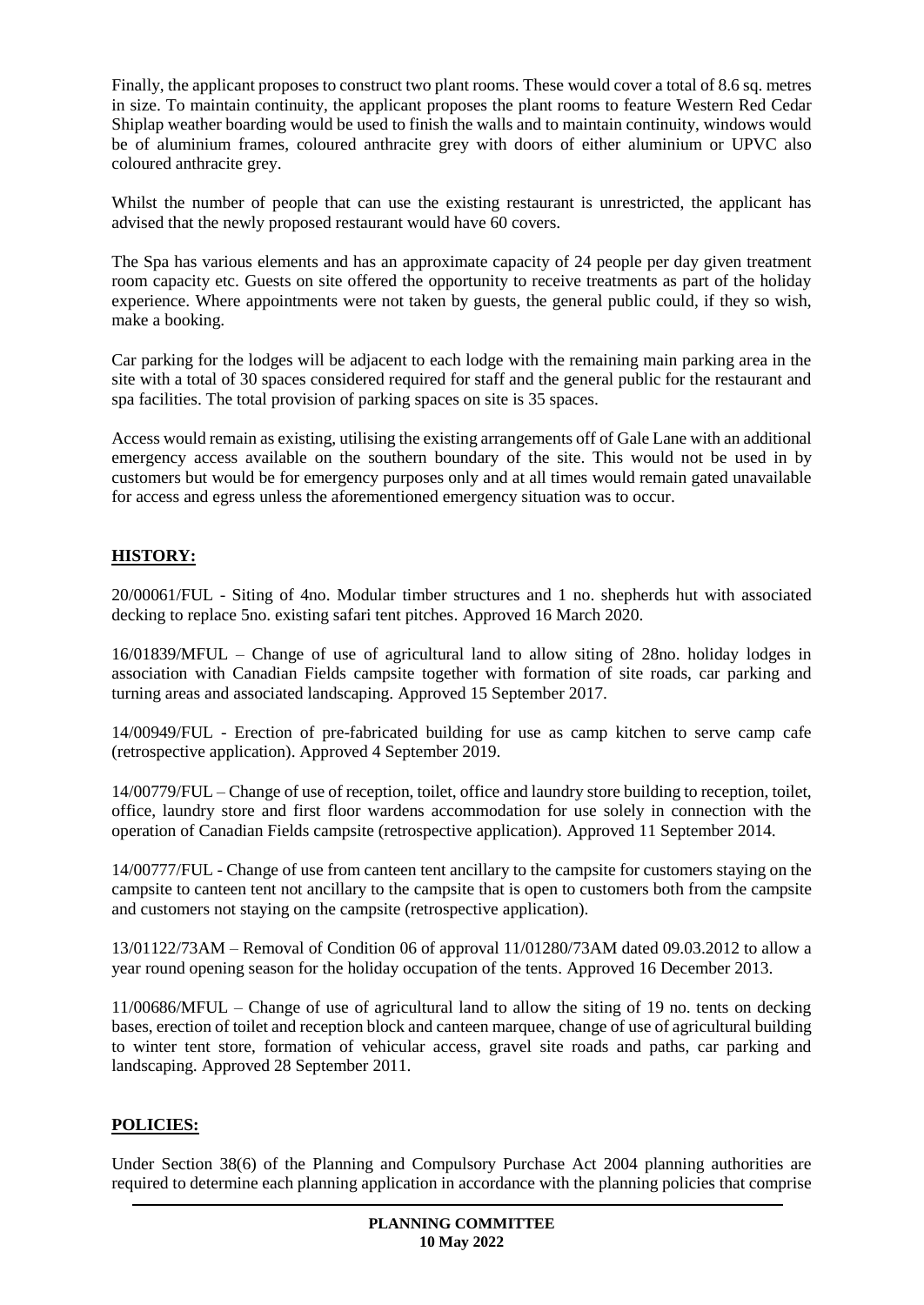Finally, the applicant proposes to construct two plant rooms. These would cover a total of 8.6 sq. metres in size. To maintain continuity, the applicant proposes the plant rooms to feature Western Red Cedar Shiplap weather boarding would be used to finish the walls and to maintain continuity, windows would be of aluminium frames, coloured anthracite grey with doors of either aluminium or UPVC also coloured anthracite grey.

Whilst the number of people that can use the existing restaurant is unrestricted, the applicant has advised that the newly proposed restaurant would have 60 covers.

The Spa has various elements and has an approximate capacity of 24 people per day given treatment room capacity etc. Guests on site offered the opportunity to receive treatments as part of the holiday experience. Where appointments were not taken by guests, the general public could, if they so wish, make a booking.

Car parking for the lodges will be adjacent to each lodge with the remaining main parking area in the site with a total of 30 spaces considered required for staff and the general public for the restaurant and spa facilities. The total provision of parking spaces on site is 35 spaces.

Access would remain as existing, utilising the existing arrangements off of Gale Lane with an additional emergency access available on the southern boundary of the site. This would not be used in by customers but would be for emergency purposes only and at all times would remain gated unavailable for access and egress unless the aforementioned emergency situation was to occur.

## HISTORY:

20/00061/FUL - Siting of 4no. Modular timber structures and 1 no. shepherds hut with associated decking to replace 5no. existing safari tent pitches. Approved 16 March 2020.

16/01839/MFUL – Change of use of agricultural land to allow siting of 28no. holiday lodges in association with Canadian Fields campsite together with formation of site roads, car parking and turning areas and associated landscaping. Approved 15 September 2017.

14/00949/FUL - Erection of pre-fabricated building for use as camp kitchen to serve camp cafe (retrospective application). Approved 4 September 2019.

14/00779/FUL – Change of use of reception, toilet, office and laundry store building to reception, toilet, office, laundry store and first floor wardens accommodation for use solely in connection with the operation of Canadian Fields campsite (retrospective application). Approved 11 September 2014.

14/00777/FUL - Change of use from canteen tent ancillary to the campsite for customers staying on the campsite to canteen tent not ancillary to the campsite that is open to customers both from the campsite and customers not staying on the campsite (retrospective application).

13/01122/73AM – Removal of Condition 06 of approval 11/01280/73AM dated 09.03.2012 to allow a year round opening season for the holiday occupation of the tents. Approved 16 December 2013.

11/00686/MFUL – Change of use of agricultural land to allow the siting of 19 no. tents on decking bases, erection of toilet and reception block and canteen marquee, change of use of agricultural building to winter tent store, formation of vehicular access, gravel site roads and paths, car parking and landscaping. Approved 28 September 2011.

## POLICIES:

Under Section 38(6) of the Planning and Compulsory Purchase Act 2004 planning authorities are required to determine each planning application in accordance with the planning policies that comprise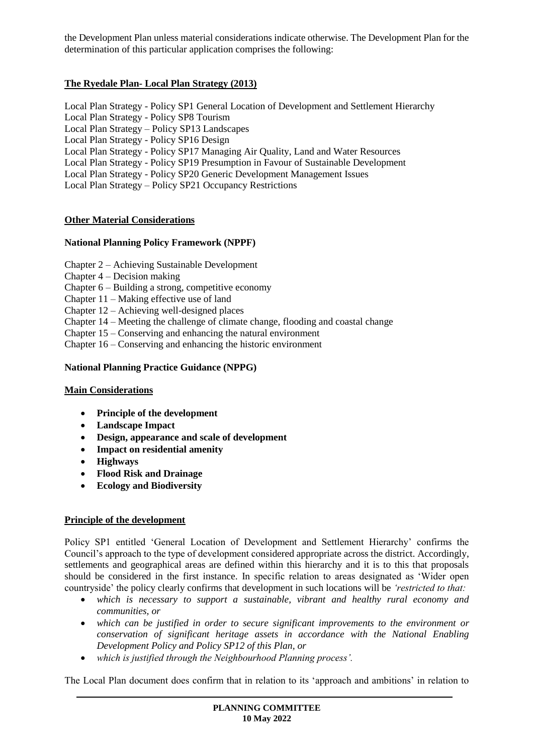the Development Plan unless material considerations indicate otherwise. The Development Plan for the determination of this particular application comprises the following:

**The Ryedale Plan- Local Plan Strategy (2013)**

Local Plan Strategy - Policy SP1 General Location of Development and Settlement Hierarchy
Local Plan Strategy - Policy SP8 Tourism
Local Plan Strategy – Policy SP13 Landscapes
Local Plan Strategy - Policy SP16 Design
Local Plan Strategy - Policy SP17 Managing Air Quality, Land and Water Resources
Local Plan Strategy - Policy SP19 Presumption in Favour of Sustainable Development
Local Plan Strategy - Policy SP20 Generic Development Management Issues
Local Plan Strategy – Policy SP21 Occupancy Restrictions

**Other Material Considerations**

**National Planning Policy Framework (NPPF)**

Chapter 2 – Achieving Sustainable Development
Chapter 4 – Decision making
Chapter 6 – Building a strong, competitive economy
Chapter 11 – Making effective use of land
Chapter 12 – Achieving well-designed places
Chapter 14 – Meeting the challenge of climate change, flooding and coastal change
Chapter 15 – Conserving and enhancing the natural environment
Chapter 16 – Conserving and enhancing the historic environment

**National Planning Practice Guidance (NPPG)**

**Main Considerations**

- **Principle of the development**
- **Landscape Impact**
- **Design, appearance and scale of development**
- **Impact on residential amenity**
- **Highways**
- **Flood Risk and Drainage**
- **Ecology and Biodiversity**

**Principle of the development**

Policy SP1 entitled 'General Location of Development and Settlement Hierarchy' confirms the Council's approach to the type of development considered appropriate across the district. Accordingly, settlements and geographical areas are defined within this hierarchy and it is to this that proposals should be considered in the first instance. In specific relation to areas designated as 'Wider open countryside' the policy clearly confirms that development in such locations will be *'restricted to that:*

- *which is necessary to support a sustainable, vibrant and healthy rural economy and communities, or*
- *which can be justified in order to secure significant improvements to the environment or conservation of significant heritage assets in accordance with the National Enabling Development Policy and Policy SP12 of this Plan, or*
- *which is justified through the Neighbourhood Planning process'.*

The Local Plan document does confirm that in relation to its 'approach and ambitions' in relation to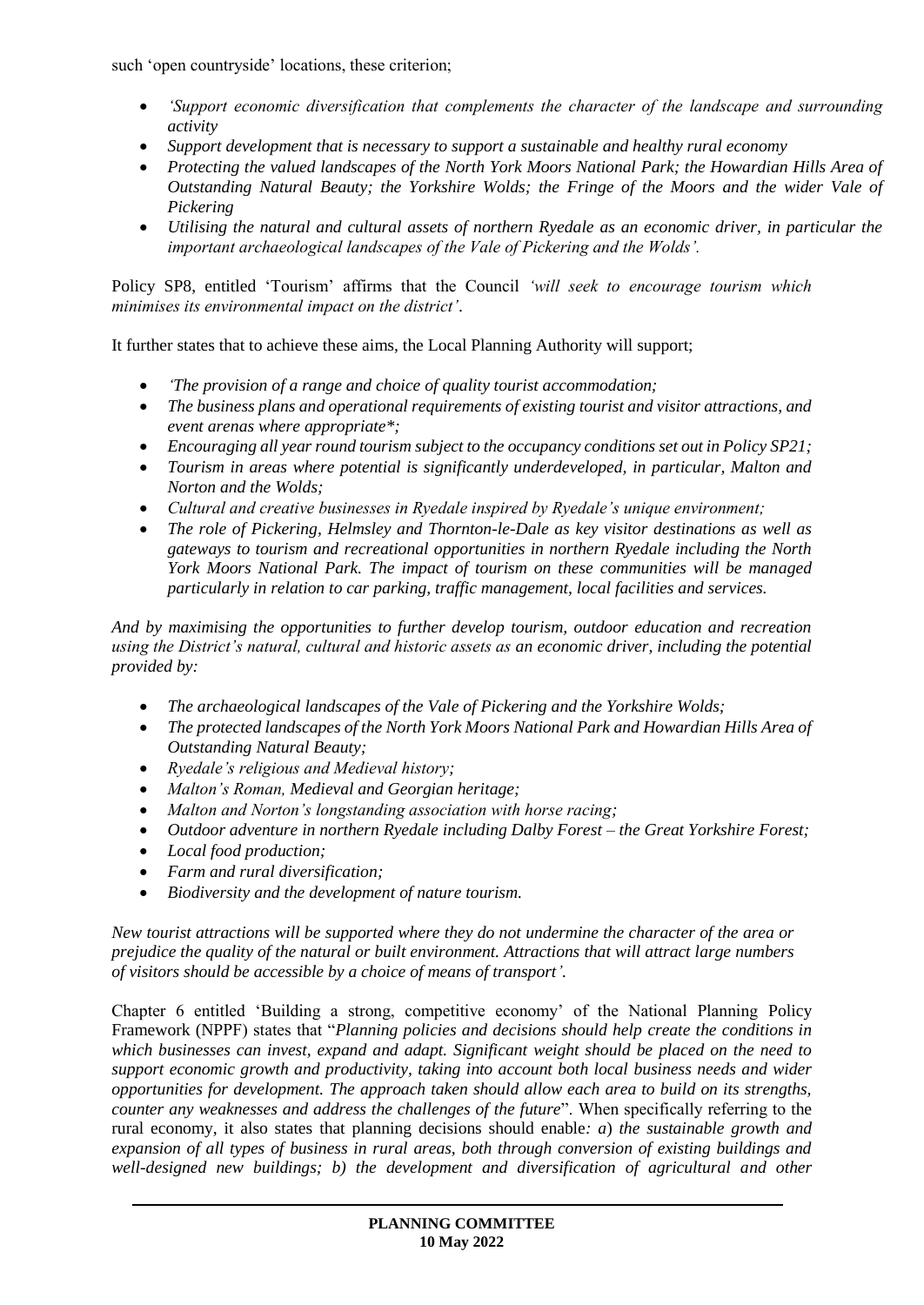such 'open countryside' locations, these criterion;

- *'Support economic diversification that complements the character of the landscape and surrounding activity*
- *Support development that is necessary to support a sustainable and healthy rural economy*
- *Protecting the valued landscapes of the North York Moors National Park; the Howardian Hills Area of Outstanding Natural Beauty; the Yorkshire Wolds; the Fringe of the Moors and the wider Vale of Pickering*
- *Utilising the natural and cultural assets of northern Ryedale as an economic driver, in particular the important archaeological landscapes of the Vale of Pickering and the Wolds'.*

Policy SP8, entitled 'Tourism' affirms that the Council *'will seek to encourage tourism which minimises its environmental impact on the district'*.

It further states that to achieve these aims, the Local Planning Authority will support;

- *'The provision of a range and choice of quality tourist accommodation;*
- *The business plans and operational requirements of existing tourist and visitor attractions, and event arenas where appropriate*;*
- *Encouraging all year round tourism subject to the occupancy conditions set out in Policy SP21;*
- *Tourism in areas where potential is significantly underdeveloped, in particular, Malton and Norton and the Wolds;*
- *Cultural and creative businesses in Ryedale inspired by Ryedale's unique environment;*
- *The role of Pickering, Helmsley and Thornton-le-Dale as key visitor destinations as well as gateways to tourism and recreational opportunities in northern Ryedale including the North York Moors National Park. The impact of tourism on these communities will be managed particularly in relation to car parking, traffic management, local facilities and services.*

*And by maximising the opportunities to further develop tourism, outdoor education and recreation using the District's natural, cultural and historic assets as an economic driver, including the potential provided by:*

- *The archaeological landscapes of the Vale of Pickering and the Yorkshire Wolds;*
- *The protected landscapes of the North York Moors National Park and Howardian Hills Area of Outstanding Natural Beauty;*
- *Ryedale's religious and Medieval history;*
- *Malton's Roman, Medieval and Georgian heritage;*
- *Malton and Norton's longstanding association with horse racing;*
- *Outdoor adventure in northern Ryedale including Dalby Forest – the Great Yorkshire Forest;*
- *Local food production;*
- *Farm and rural diversification;*
- *Biodiversity and the development of nature tourism.*

*New tourist attractions will be supported where they do not undermine the character of the area or prejudice the quality of the natural or built environment. Attractions that will attract large numbers of visitors should be accessible by a choice of means of transport'.*

Chapter 6 entitled 'Building a strong, competitive economy' of the National Planning Policy Framework (NPPF) states that "*Planning policies and decisions should help create the conditions in which businesses can invest, expand and adapt. Significant weight should be placed on the need to support economic growth and productivity, taking into account both local business needs and wider opportunities for development. The approach taken should allow each area to build on its strengths, counter any weaknesses and address the challenges of the future*". When specifically referring to the rural economy, it also states that planning decisions should enable*: a*) *the sustainable growth and expansion of all types of business in rural areas, both through conversion of existing buildings and well-designed new buildings; b) the development and diversification of agricultural and other*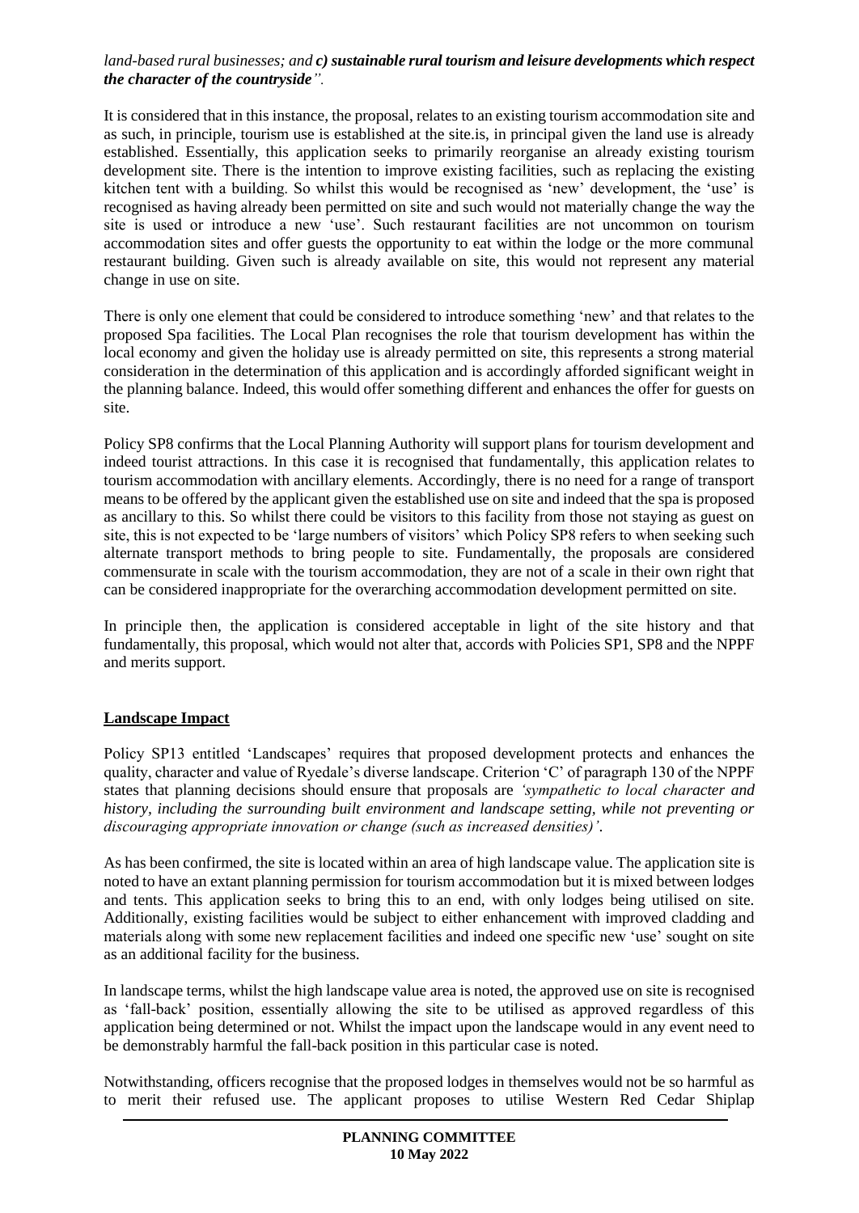*land-based rural businesses; and **c) sustainable rural tourism and leisure developments which respect the character of the countryside**".*

It is considered that in this instance, the proposal, relates to an existing tourism accommodation site and as such, in principle, tourism use is established at the site.is, in principal given the land use is already established. Essentially, this application seeks to primarily reorganise an already existing tourism development site. There is the intention to improve existing facilities, such as replacing the existing kitchen tent with a building. So whilst this would be recognised as 'new' development, the 'use' is recognised as having already been permitted on site and such would not materially change the way the site is used or introduce a new 'use'. Such restaurant facilities are not uncommon on tourism accommodation sites and offer guests the opportunity to eat within the lodge or the more communal restaurant building. Given such is already available on site, this would not represent any material change in use on site.

There is only one element that could be considered to introduce something 'new' and that relates to the proposed Spa facilities. The Local Plan recognises the role that tourism development has within the local economy and given the holiday use is already permitted on site, this represents a strong material consideration in the determination of this application and is accordingly afforded significant weight in the planning balance. Indeed, this would offer something different and enhances the offer for guests on site.

Policy SP8 confirms that the Local Planning Authority will support plans for tourism development and indeed tourist attractions. In this case it is recognised that fundamentally, this application relates to tourism accommodation with ancillary elements. Accordingly, there is no need for a range of transport means to be offered by the applicant given the established use on site and indeed that the spa is proposed as ancillary to this. So whilst there could be visitors to this facility from those not staying as guest on site, this is not expected to be 'large numbers of visitors' which Policy SP8 refers to when seeking such alternate transport methods to bring people to site. Fundamentally, the proposals are considered commensurate in scale with the tourism accommodation, they are not of a scale in their own right that can be considered inappropriate for the overarching accommodation development permitted on site.

In principle then, the application is considered acceptable in light of the site history and that fundamentally, this proposal, which would not alter that, accords with Policies SP1, SP8 and the NPPF and merits support.

**Landscape Impact**

Policy SP13 entitled 'Landscapes' requires that proposed development protects and enhances the quality, character and value of Ryedale's diverse landscape. Criterion 'C' of paragraph 130 of the NPPF states that planning decisions should ensure that proposals are *'sympathetic to local character and history, including the surrounding built environment and landscape setting, while not preventing or discouraging appropriate innovation or change (such as increased densities)'*.

As has been confirmed, the site is located within an area of high landscape value. The application site is noted to have an extant planning permission for tourism accommodation but it is mixed between lodges and tents. This application seeks to bring this to an end, with only lodges being utilised on site. Additionally, existing facilities would be subject to either enhancement with improved cladding and materials along with some new replacement facilities and indeed one specific new 'use' sought on site as an additional facility for the business.

In landscape terms, whilst the high landscape value area is noted, the approved use on site is recognised as 'fall-back' position, essentially allowing the site to be utilised as approved regardless of this application being determined or not. Whilst the impact upon the landscape would in any event need to be demonstrably harmful the fall-back position in this particular case is noted.

Notwithstanding, officers recognise that the proposed lodges in themselves would not be so harmful as to merit their refused use. The applicant proposes to utilise Western Red Cedar Shiplap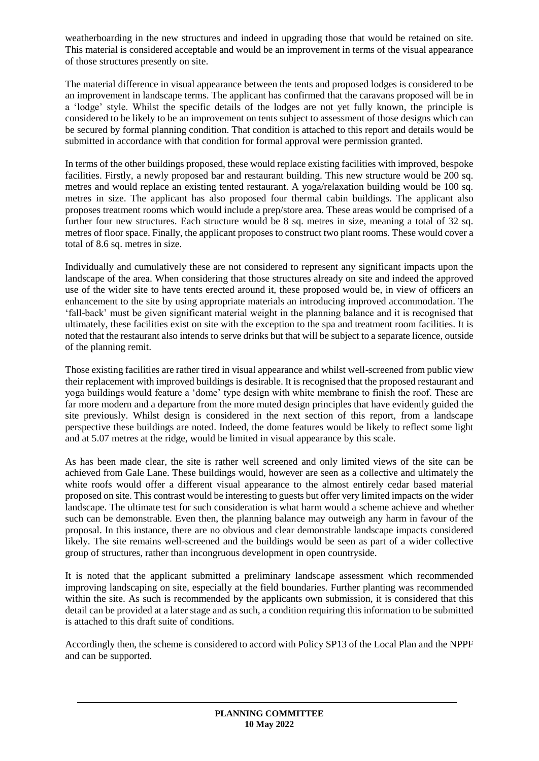weatherboarding in the new structures and indeed in upgrading those that would be retained on site. This material is considered acceptable and would be an improvement in terms of the visual appearance of those structures presently on site.

The material difference in visual appearance between the tents and proposed lodges is considered to be an improvement in landscape terms. The applicant has confirmed that the caravans proposed will be in a 'lodge' style. Whilst the specific details of the lodges are not yet fully known, the principle is considered to be likely to be an improvement on tents subject to assessment of those designs which can be secured by formal planning condition. That condition is attached to this report and details would be submitted in accordance with that condition for formal approval were permission granted.

In terms of the other buildings proposed, these would replace existing facilities with improved, bespoke facilities. Firstly, a newly proposed bar and restaurant building. This new structure would be 200 sq. metres and would replace an existing tented restaurant. A yoga/relaxation building would be 100 sq. metres in size. The applicant has also proposed four thermal cabin buildings. The applicant also proposes treatment rooms which would include a prep/store area. These areas would be comprised of a further four new structures. Each structure would be 8 sq. metres in size, meaning a total of 32 sq. metres of floor space. Finally, the applicant proposes to construct two plant rooms. These would cover a total of 8.6 sq. metres in size.

Individually and cumulatively these are not considered to represent any significant impacts upon the landscape of the area. When considering that those structures already on site and indeed the approved use of the wider site to have tents erected around it, these proposed would be, in view of officers an enhancement to the site by using appropriate materials an introducing improved accommodation. The 'fall-back' must be given significant material weight in the planning balance and it is recognised that ultimately, these facilities exist on site with the exception to the spa and treatment room facilities. It is noted that the restaurant also intends to serve drinks but that will be subject to a separate licence, outside of the planning remit.

Those existing facilities are rather tired in visual appearance and whilst well-screened from public view their replacement with improved buildings is desirable. It is recognised that the proposed restaurant and yoga buildings would feature a 'dome' type design with white membrane to finish the roof. These are far more modern and a departure from the more muted design principles that have evidently guided the site previously. Whilst design is considered in the next section of this report, from a landscape perspective these buildings are noted. Indeed, the dome features would be likely to reflect some light and at 5.07 metres at the ridge, would be limited in visual appearance by this scale.

As has been made clear, the site is rather well screened and only limited views of the site can be achieved from Gale Lane. These buildings would, however are seen as a collective and ultimately the white roofs would offer a different visual appearance to the almost entirely cedar based material proposed on site. This contrast would be interesting to guests but offer very limited impacts on the wider landscape. The ultimate test for such consideration is what harm would a scheme achieve and whether such can be demonstrable. Even then, the planning balance may outweigh any harm in favour of the proposal. In this instance, there are no obvious and clear demonstrable landscape impacts considered likely. The site remains well-screened and the buildings would be seen as part of a wider collective group of structures, rather than incongruous development in open countryside.

It is noted that the applicant submitted a preliminary landscape assessment which recommended improving landscaping on site, especially at the field boundaries. Further planting was recommended within the site. As such is recommended by the applicants own submission, it is considered that this detail can be provided at a later stage and as such, a condition requiring this information to be submitted is attached to this draft suite of conditions.

Accordingly then, the scheme is considered to accord with Policy SP13 of the Local Plan and the NPPF and can be supported.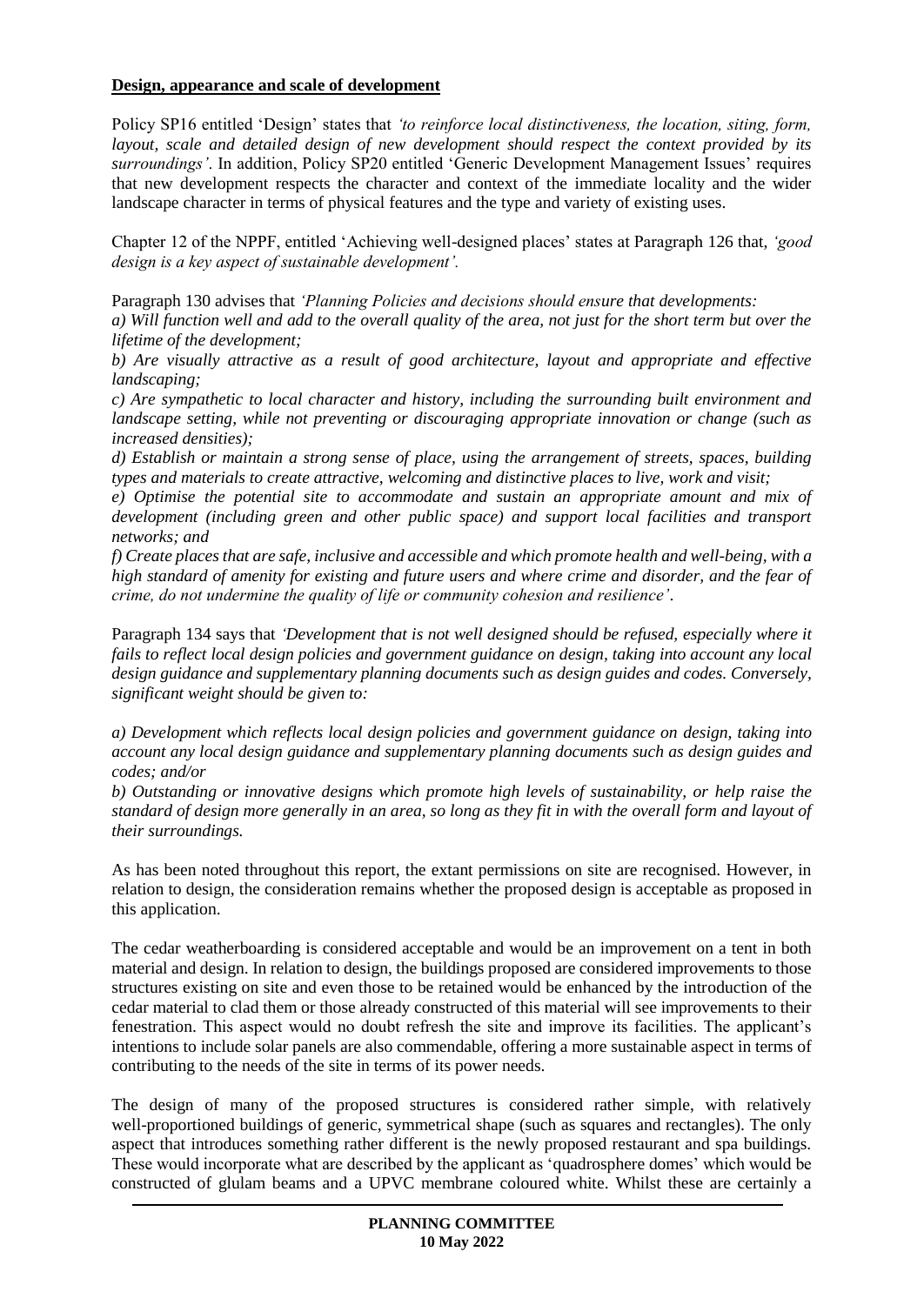**Design, appearance and scale of development**

Policy SP16 entitled 'Design' states that *'to reinforce local distinctiveness, the location, siting, form, layout, scale and detailed design of new development should respect the context provided by its surroundings'*. In addition, Policy SP20 entitled 'Generic Development Management Issues' requires that new development respects the character and context of the immediate locality and the wider landscape character in terms of physical features and the type and variety of existing uses.

Chapter 12 of the NPPF, entitled 'Achieving well-designed places' states at Paragraph 126 that, *'good design is a key aspect of sustainable development'.*

Paragraph 130 advises that *'Planning Policies and decisions should ensure that developments:*
*a) Will function well and add to the overall quality of the area, not just for the short term but over the lifetime of the development;*
*b) Are visually attractive as a result of good architecture, layout and appropriate and effective landscaping;*
*c) Are sympathetic to local character and history, including the surrounding built environment and landscape setting, while not preventing or discouraging appropriate innovation or change (such as increased densities);*
*d) Establish or maintain a strong sense of place, using the arrangement of streets, spaces, building types and materials to create attractive, welcoming and distinctive places to live, work and visit;*
*e) Optimise the potential site to accommodate and sustain an appropriate amount and mix of development (including green and other public space) and support local facilities and transport networks; and*
*f) Create places that are safe, inclusive and accessible and which promote health and well-being, with a high standard of amenity for existing and future users and where crime and disorder, and the fear of crime, do not undermine the quality of life or community cohesion and resilience'*.

Paragraph 134 says that *'Development that is not well designed should be refused, especially where it fails to reflect local design policies and government guidance on design, taking into account any local design guidance and supplementary planning documents such as design guides and codes. Conversely, significant weight should be given to:*

*a) Development which reflects local design policies and government guidance on design, taking into account any local design guidance and supplementary planning documents such as design guides and codes; and/or*
*b) Outstanding or innovative designs which promote high levels of sustainability, or help raise the standard of design more generally in an area, so long as they fit in with the overall form and layout of their surroundings.*

As has been noted throughout this report, the extant permissions on site are recognised. However, in relation to design, the consideration remains whether the proposed design is acceptable as proposed in this application.

The cedar weatherboarding is considered acceptable and would be an improvement on a tent in both material and design. In relation to design, the buildings proposed are considered improvements to those structures existing on site and even those to be retained would be enhanced by the introduction of the cedar material to clad them or those already constructed of this material will see improvements to their fenestration. This aspect would no doubt refresh the site and improve its facilities. The applicant's intentions to include solar panels are also commendable, offering a more sustainable aspect in terms of contributing to the needs of the site in terms of its power needs.

The design of many of the proposed structures is considered rather simple, with relatively well-proportioned buildings of generic, symmetrical shape (such as squares and rectangles). The only aspect that introduces something rather different is the newly proposed restaurant and spa buildings. These would incorporate what are described by the applicant as 'quadrosphere domes' which would be constructed of glulam beams and a UPVC membrane coloured white. Whilst these are certainly a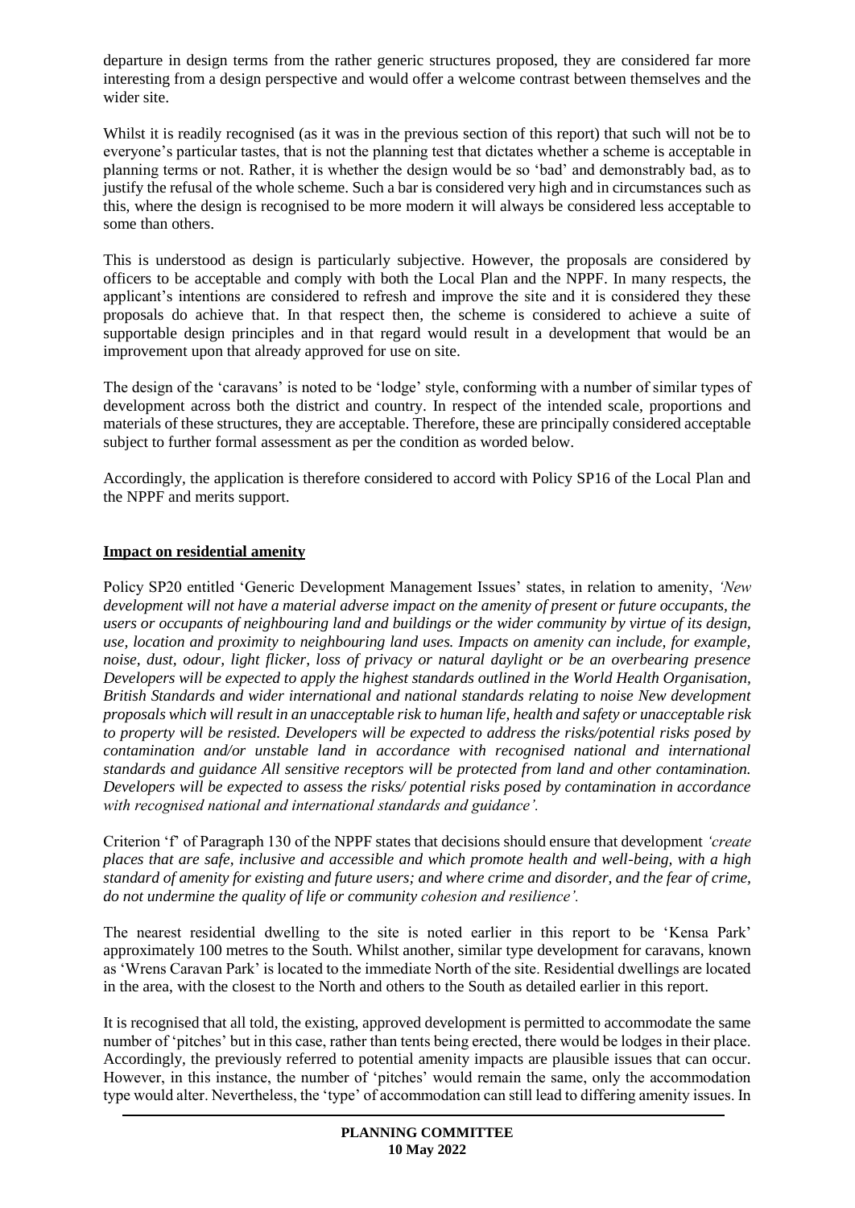departure in design terms from the rather generic structures proposed, they are considered far more interesting from a design perspective and would offer a welcome contrast between themselves and the wider site.

Whilst it is readily recognised (as it was in the previous section of this report) that such will not be to everyone's particular tastes, that is not the planning test that dictates whether a scheme is acceptable in planning terms or not. Rather, it is whether the design would be so 'bad' and demonstrably bad, as to justify the refusal of the whole scheme. Such a bar is considered very high and in circumstances such as this, where the design is recognised to be more modern it will always be considered less acceptable to some than others.

This is understood as design is particularly subjective. However, the proposals are considered by officers to be acceptable and comply with both the Local Plan and the NPPF. In many respects, the applicant's intentions are considered to refresh and improve the site and it is considered they these proposals do achieve that. In that respect then, the scheme is considered to achieve a suite of supportable design principles and in that regard would result in a development that would be an improvement upon that already approved for use on site.

The design of the 'caravans' is noted to be 'lodge' style, conforming with a number of similar types of development across both the district and country. In respect of the intended scale, proportions and materials of these structures, they are acceptable. Therefore, these are principally considered acceptable subject to further formal assessment as per the condition as worded below.

Accordingly, the application is therefore considered to accord with Policy SP16 of the Local Plan and the NPPF and merits support.

**Impact on residential amenity**

Policy SP20 entitled 'Generic Development Management Issues' states, in relation to amenity, *'New development will not have a material adverse impact on the amenity of present or future occupants, the users or occupants of neighbouring land and buildings or the wider community by virtue of its design, use, location and proximity to neighbouring land uses. Impacts on amenity can include, for example, noise, dust, odour, light flicker, loss of privacy or natural daylight or be an overbearing presence Developers will be expected to apply the highest standards outlined in the World Health Organisation, British Standards and wider international and national standards relating to noise New development proposals which will result in an unacceptable risk to human life, health and safety or unacceptable risk to property will be resisted. Developers will be expected to address the risks/potential risks posed by contamination and/or unstable land in accordance with recognised national and international standards and guidance All sensitive receptors will be protected from land and other contamination. Developers will be expected to assess the risks/ potential risks posed by contamination in accordance with recognised national and international standards and guidance'.*

Criterion 'f' of Paragraph 130 of the NPPF states that decisions should ensure that development *'create places that are safe, inclusive and accessible and which promote health and well-being, with a high standard of amenity for existing and future users; and where crime and disorder, and the fear of crime, do not undermine the quality of life or community cohesion and resilience'.*

The nearest residential dwelling to the site is noted earlier in this report to be 'Kensa Park' approximately 100 metres to the South. Whilst another, similar type development for caravans, known as 'Wrens Caravan Park' is located to the immediate North of the site. Residential dwellings are located in the area, with the closest to the North and others to the South as detailed earlier in this report.

It is recognised that all told, the existing, approved development is permitted to accommodate the same number of 'pitches' but in this case, rather than tents being erected, there would be lodges in their place. Accordingly, the previously referred to potential amenity impacts are plausible issues that can occur. However, in this instance, the number of 'pitches' would remain the same, only the accommodation type would alter. Nevertheless, the 'type' of accommodation can still lead to differing amenity issues. In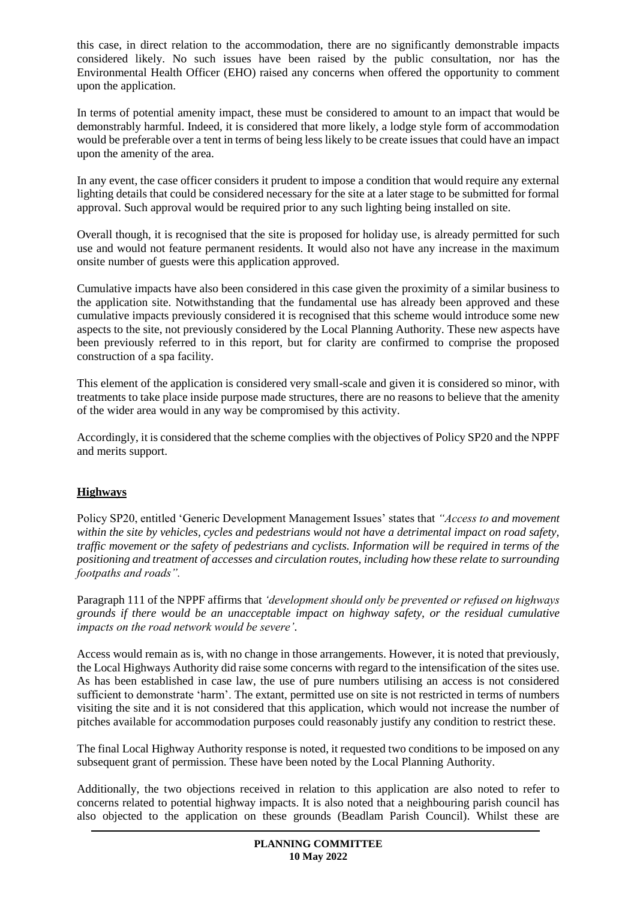this case, in direct relation to the accommodation, there are no significantly demonstrable impacts considered likely. No such issues have been raised by the public consultation, nor has the Environmental Health Officer (EHO) raised any concerns when offered the opportunity to comment upon the application.

In terms of potential amenity impact, these must be considered to amount to an impact that would be demonstrably harmful. Indeed, it is considered that more likely, a lodge style form of accommodation would be preferable over a tent in terms of being less likely to be create issues that could have an impact upon the amenity of the area.

In any event, the case officer considers it prudent to impose a condition that would require any external lighting details that could be considered necessary for the site at a later stage to be submitted for formal approval. Such approval would be required prior to any such lighting being installed on site.

Overall though, it is recognised that the site is proposed for holiday use, is already permitted for such use and would not feature permanent residents. It would also not have any increase in the maximum onsite number of guests were this application approved.

Cumulative impacts have also been considered in this case given the proximity of a similar business to the application site. Notwithstanding that the fundamental use has already been approved and these cumulative impacts previously considered it is recognised that this scheme would introduce some new aspects to the site, not previously considered by the Local Planning Authority. These new aspects have been previously referred to in this report, but for clarity are confirmed to comprise the proposed construction of a spa facility.

This element of the application is considered very small-scale and given it is considered so minor, with treatments to take place inside purpose made structures, there are no reasons to believe that the amenity of the wider area would in any way be compromised by this activity.

Accordingly, it is considered that the scheme complies with the objectives of Policy SP20 and the NPPF and merits support.

## Highways

Policy SP20, entitled 'Generic Development Management Issues' states that *"Access to and movement within the site by vehicles, cycles and pedestrians would not have a detrimental impact on road safety, traffic movement or the safety of pedestrians and cyclists. Information will be required in terms of the positioning and treatment of accesses and circulation routes, including how these relate to surrounding footpaths and roads".*

Paragraph 111 of the NPPF affirms that *'development should only be prevented or refused on highways grounds if there would be an unacceptable impact on highway safety, or the residual cumulative impacts on the road network would be severe'.*

Access would remain as is, with no change in those arrangements. However, it is noted that previously, the Local Highways Authority did raise some concerns with regard to the intensification of the sites use. As has been established in case law, the use of pure numbers utilising an access is not considered sufficient to demonstrate 'harm'. The extant, permitted use on site is not restricted in terms of numbers visiting the site and it is not considered that this application, which would not increase the number of pitches available for accommodation purposes could reasonably justify any condition to restrict these.

The final Local Highway Authority response is noted, it requested two conditions to be imposed on any subsequent grant of permission. These have been noted by the Local Planning Authority.

Additionally, the two objections received in relation to this application are also noted to refer to concerns related to potential highway impacts. It is also noted that a neighbouring parish council has also objected to the application on these grounds (Beadlam Parish Council). Whilst these are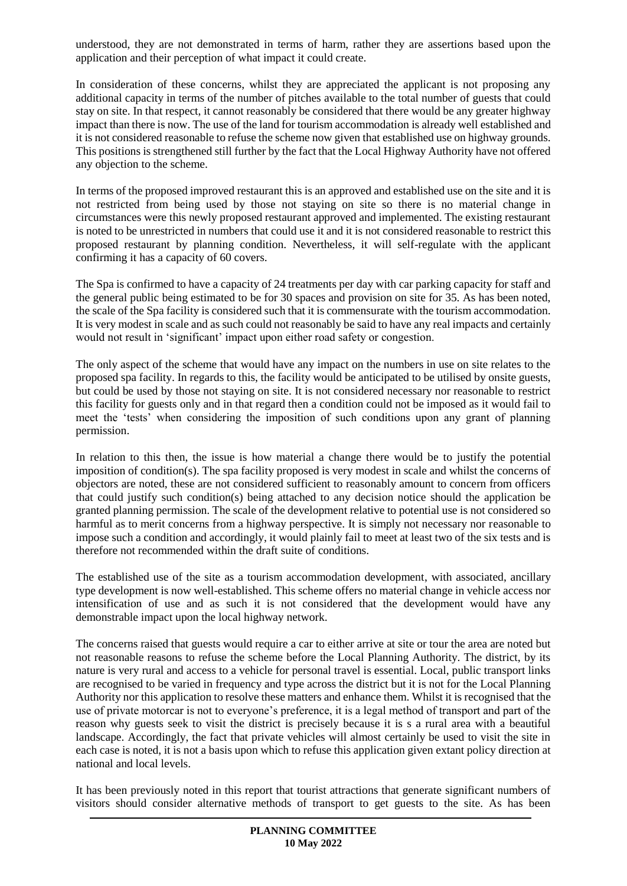understood, they are not demonstrated in terms of harm, rather they are assertions based upon the application and their perception of what impact it could create.

In consideration of these concerns, whilst they are appreciated the applicant is not proposing any additional capacity in terms of the number of pitches available to the total number of guests that could stay on site. In that respect, it cannot reasonably be considered that there would be any greater highway impact than there is now. The use of the land for tourism accommodation is already well established and it is not considered reasonable to refuse the scheme now given that established use on highway grounds. This positions is strengthened still further by the fact that the Local Highway Authority have not offered any objection to the scheme.

In terms of the proposed improved restaurant this is an approved and established use on the site and it is not restricted from being used by those not staying on site so there is no material change in circumstances were this newly proposed restaurant approved and implemented. The existing restaurant is noted to be unrestricted in numbers that could use it and it is not considered reasonable to restrict this proposed restaurant by planning condition. Nevertheless, it will self-regulate with the applicant confirming it has a capacity of 60 covers.

The Spa is confirmed to have a capacity of 24 treatments per day with car parking capacity for staff and the general public being estimated to be for 30 spaces and provision on site for 35. As has been noted, the scale of the Spa facility is considered such that it is commensurate with the tourism accommodation. It is very modest in scale and as such could not reasonably be said to have any real impacts and certainly would not result in 'significant' impact upon either road safety or congestion.

The only aspect of the scheme that would have any impact on the numbers in use on site relates to the proposed spa facility. In regards to this, the facility would be anticipated to be utilised by onsite guests, but could be used by those not staying on site. It is not considered necessary nor reasonable to restrict this facility for guests only and in that regard then a condition could not be imposed as it would fail to meet the 'tests' when considering the imposition of such conditions upon any grant of planning permission.

In relation to this then, the issue is how material a change there would be to justify the potential imposition of condition(s). The spa facility proposed is very modest in scale and whilst the concerns of objectors are noted, these are not considered sufficient to reasonably amount to concern from officers that could justify such condition(s) being attached to any decision notice should the application be granted planning permission. The scale of the development relative to potential use is not considered so harmful as to merit concerns from a highway perspective. It is simply not necessary nor reasonable to impose such a condition and accordingly, it would plainly fail to meet at least two of the six tests and is therefore not recommended within the draft suite of conditions.

The established use of the site as a tourism accommodation development, with associated, ancillary type development is now well-established. This scheme offers no material change in vehicle access nor intensification of use and as such it is not considered that the development would have any demonstrable impact upon the local highway network.

The concerns raised that guests would require a car to either arrive at site or tour the area are noted but not reasonable reasons to refuse the scheme before the Local Planning Authority. The district, by its nature is very rural and access to a vehicle for personal travel is essential. Local, public transport links are recognised to be varied in frequency and type across the district but it is not for the Local Planning Authority nor this application to resolve these matters and enhance them. Whilst it is recognised that the use of private motorcar is not to everyone's preference, it is a legal method of transport and part of the reason why guests seek to visit the district is precisely because it is s a rural area with a beautiful landscape. Accordingly, the fact that private vehicles will almost certainly be used to visit the site in each case is noted, it is not a basis upon which to refuse this application given extant policy direction at national and local levels.

It has been previously noted in this report that tourist attractions that generate significant numbers of visitors should consider alternative methods of transport to get guests to the site. As has been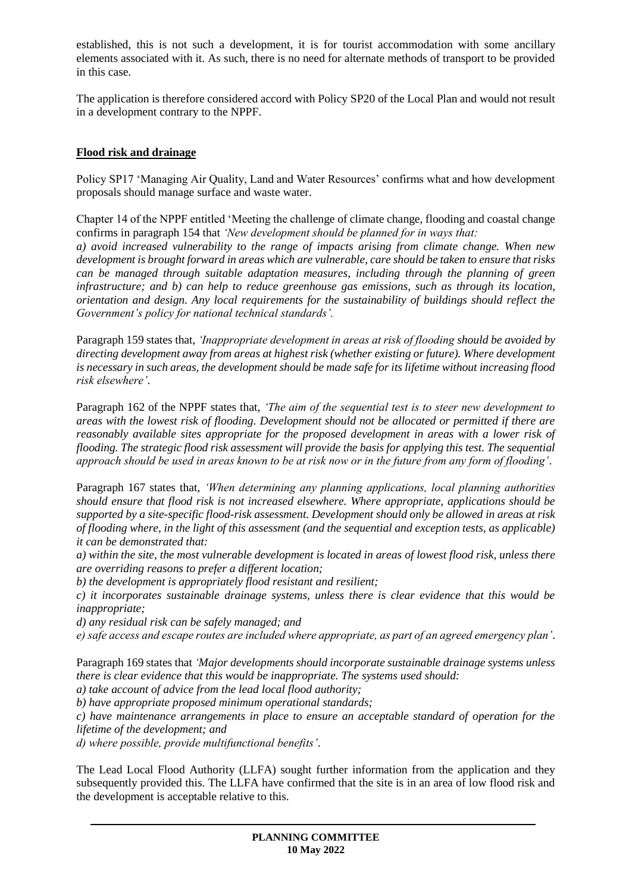established, this is not such a development, it is for tourist accommodation with some ancillary elements associated with it. As such, there is no need for alternate methods of transport to be provided in this case.

The application is therefore considered accord with Policy SP20 of the Local Plan and would not result in a development contrary to the NPPF.

**Flood risk and drainage**

Policy SP17 'Managing Air Quality, Land and Water Resources' confirms what and how development proposals should manage surface and waste water.

Chapter 14 of the NPPF entitled 'Meeting the challenge of climate change, flooding and coastal change confirms in paragraph 154 that *'New development should be planned for in ways that:*
*a) avoid increased vulnerability to the range of impacts arising from climate change. When new development is brought forward in areas which are vulnerable, care should be taken to ensure that risks can be managed through suitable adaptation measures, including through the planning of green infrastructure; and b) can help to reduce greenhouse gas emissions, such as through its location, orientation and design. Any local requirements for the sustainability of buildings should reflect the Government's policy for national technical standards'.*

Paragraph 159 states that, *'Inappropriate development in areas at risk of flooding should be avoided by directing development away from areas at highest risk (whether existing or future). Where development is necessary in such areas, the development should be made safe for its lifetime without increasing flood risk elsewhere'.*

Paragraph 162 of the NPPF states that, *'The aim of the sequential test is to steer new development to areas with the lowest risk of flooding. Development should not be allocated or permitted if there are reasonably available sites appropriate for the proposed development in areas with a lower risk of flooding. The strategic flood risk assessment will provide the basis for applying this test. The sequential approach should be used in areas known to be at risk now or in the future from any form of flooding'.*

Paragraph 167 states that, *'When determining any planning applications, local planning authorities should ensure that flood risk is not increased elsewhere. Where appropriate, applications should be supported by a site-specific flood-risk assessment. Development should only be allowed in areas at risk of flooding where, in the light of this assessment (and the sequential and exception tests, as applicable) it can be demonstrated that:*
*a) within the site, the most vulnerable development is located in areas of lowest flood risk, unless there are overriding reasons to prefer a different location;*
*b) the development is appropriately flood resistant and resilient;*
*c) it incorporates sustainable drainage systems, unless there is clear evidence that this would be inappropriate;*
*d) any residual risk can be safely managed; and*
*e) safe access and escape routes are included where appropriate, as part of an agreed emergency plan'.*

Paragraph 169 states that *'Major developments should incorporate sustainable drainage systems unless there is clear evidence that this would be inappropriate. The systems used should:*
*a) take account of advice from the lead local flood authority;*
*b) have appropriate proposed minimum operational standards;*
*c) have maintenance arrangements in place to ensure an acceptable standard of operation for the lifetime of the development; and*
*d) where possible, provide multifunctional benefits'.*

The Lead Local Flood Authority (LLFA) sought further information from the application and they subsequently provided this. The LLFA have confirmed that the site is in an area of low flood risk and the development is acceptable relative to this.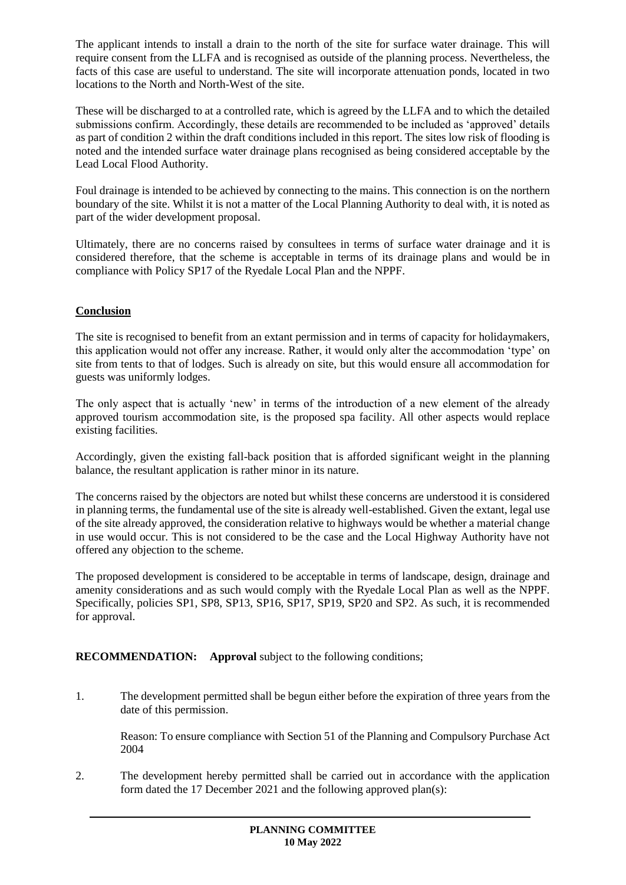The applicant intends to install a drain to the north of the site for surface water drainage. This will require consent from the LLFA and is recognised as outside of the planning process. Nevertheless, the facts of this case are useful to understand. The site will incorporate attenuation ponds, located in two locations to the North and North-West of the site.

These will be discharged to at a controlled rate, which is agreed by the LLFA and to which the detailed submissions confirm. Accordingly, these details are recommended to be included as 'approved' details as part of condition 2 within the draft conditions included in this report. The sites low risk of flooding is noted and the intended surface water drainage plans recognised as being considered acceptable by the Lead Local Flood Authority.

Foul drainage is intended to be achieved by connecting to the mains. This connection is on the northern boundary of the site. Whilst it is not a matter of the Local Planning Authority to deal with, it is noted as part of the wider development proposal.

Ultimately, there are no concerns raised by consultees in terms of surface water drainage and it is considered therefore, that the scheme is acceptable in terms of its drainage plans and would be in compliance with Policy SP17 of the Ryedale Local Plan and the NPPF.

## **Conclusion**

The site is recognised to benefit from an extant permission and in terms of capacity for holidaymakers, this application would not offer any increase. Rather, it would only alter the accommodation 'type' on site from tents to that of lodges. Such is already on site, but this would ensure all accommodation for guests was uniformly lodges.

The only aspect that is actually 'new' in terms of the introduction of a new element of the already approved tourism accommodation site, is the proposed spa facility. All other aspects would replace existing facilities.

Accordingly, given the existing fall-back position that is afforded significant weight in the planning balance, the resultant application is rather minor in its nature.

The concerns raised by the objectors are noted but whilst these concerns are understood it is considered in planning terms, the fundamental use of the site is already well-established. Given the extant, legal use of the site already approved, the consideration relative to highways would be whether a material change in use would occur. This is not considered to be the case and the Local Highway Authority have not offered any objection to the scheme.

The proposed development is considered to be acceptable in terms of landscape, design, drainage and amenity considerations and as such would comply with the Ryedale Local Plan as well as the NPPF. Specifically, policies SP1, SP8, SP13, SP16, SP17, SP19, SP20 and SP2. As such, it is recommended for approval.

**RECOMMENDATION:** **Approval** subject to the following conditions;

1. The development permitted shall be begun either before the expiration of three years from the date of this permission.

   Reason: To ensure compliance with Section 51 of the Planning and Compulsory Purchase Act 2004

2. The development hereby permitted shall be carried out in accordance with the application form dated the 17 December 2021 and the following approved plan(s):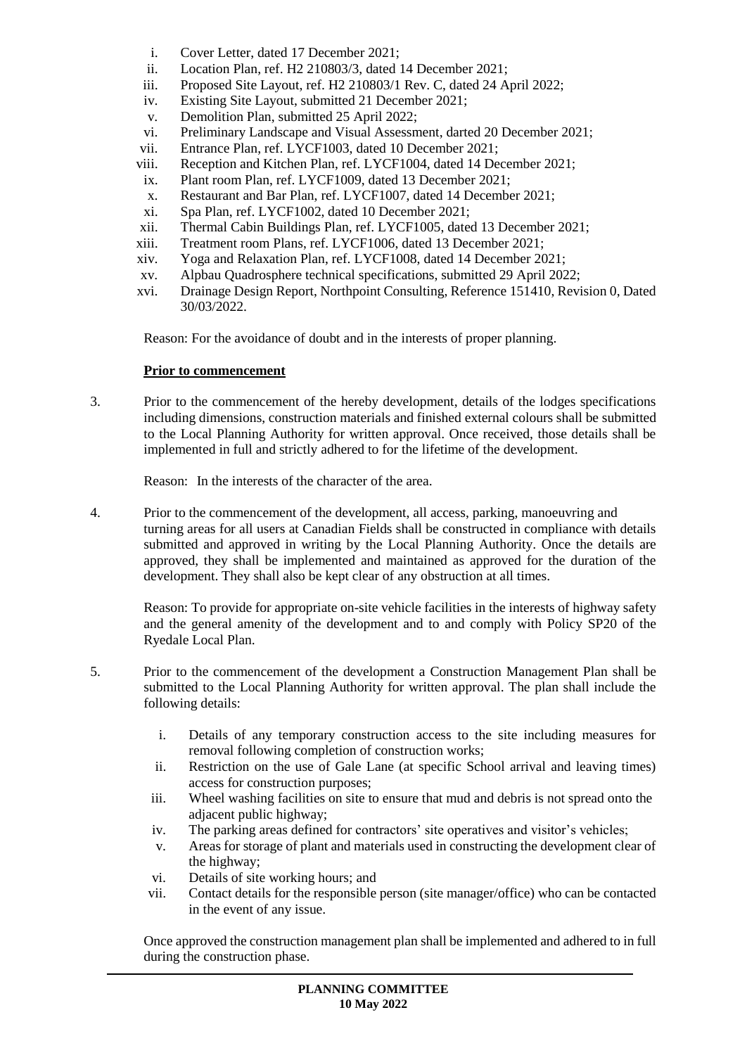i. Cover Letter, dated 17 December 2021;
ii. Location Plan, ref. H2 210803/3, dated 14 December 2021;
iii. Proposed Site Layout, ref. H2 210803/1 Rev. C, dated 24 April 2022;
iv. Existing Site Layout, submitted 21 December 2021;
v. Demolition Plan, submitted 25 April 2022;
vi. Preliminary Landscape and Visual Assessment, darted 20 December 2021;
vii. Entrance Plan, ref. LYCF1003, dated 10 December 2021;
viii. Reception and Kitchen Plan, ref. LYCF1004, dated 14 December 2021;
ix. Plant room Plan, ref. LYCF1009, dated 13 December 2021;
x. Restaurant and Bar Plan, ref. LYCF1007, dated 14 December 2021;
xi. Spa Plan, ref. LYCF1002, dated 10 December 2021;
xii. Thermal Cabin Buildings Plan, ref. LYCF1005, dated 13 December 2021;
xiii. Treatment room Plans, ref. LYCF1006, dated 13 December 2021;
xiv. Yoga and Relaxation Plan, ref. LYCF1008, dated 14 December 2021;
xv. Alpbau Quadrosphere technical specifications, submitted 29 April 2022;
xvi. Drainage Design Report, Northpoint Consulting, Reference 151410, Revision 0, Dated 30/03/2022.

Reason: For the avoidance of doubt and in the interests of proper planning.

**Prior to commencement**

3. Prior to the commencement of the hereby development, details of the lodges specifications including dimensions, construction materials and finished external colours shall be submitted to the Local Planning Authority for written approval. Once received, those details shall be implemented in full and strictly adhered to for the lifetime of the development.

   Reason: In the interests of the character of the area.

4. Prior to the commencement of the development, all access, parking, manoeuvring and turning areas for all users at Canadian Fields shall be constructed in compliance with details submitted and approved in writing by the Local Planning Authority. Once the details are approved, they shall be implemented and maintained as approved for the duration of the development. They shall also be kept clear of any obstruction at all times.

   Reason: To provide for appropriate on-site vehicle facilities in the interests of highway safety and the general amenity of the development and to and comply with Policy SP20 of the Ryedale Local Plan.

5. Prior to the commencement of the development a Construction Management Plan shall be submitted to the Local Planning Authority for written approval. The plan shall include the following details:

   i. Details of any temporary construction access to the site including measures for removal following completion of construction works;
   ii. Restriction on the use of Gale Lane (at specific School arrival and leaving times) access for construction purposes;
   iii. Wheel washing facilities on site to ensure that mud and debris is not spread onto the adjacent public highway;
   iv. The parking areas defined for contractors' site operatives and visitor's vehicles;
   v. Areas for storage of plant and materials used in constructing the development clear of the highway;
   vi. Details of site working hours; and
   vii. Contact details for the responsible person (site manager/office) who can be contacted in the event of any issue.

   Once approved the construction management plan shall be implemented and adhered to in full during the construction phase.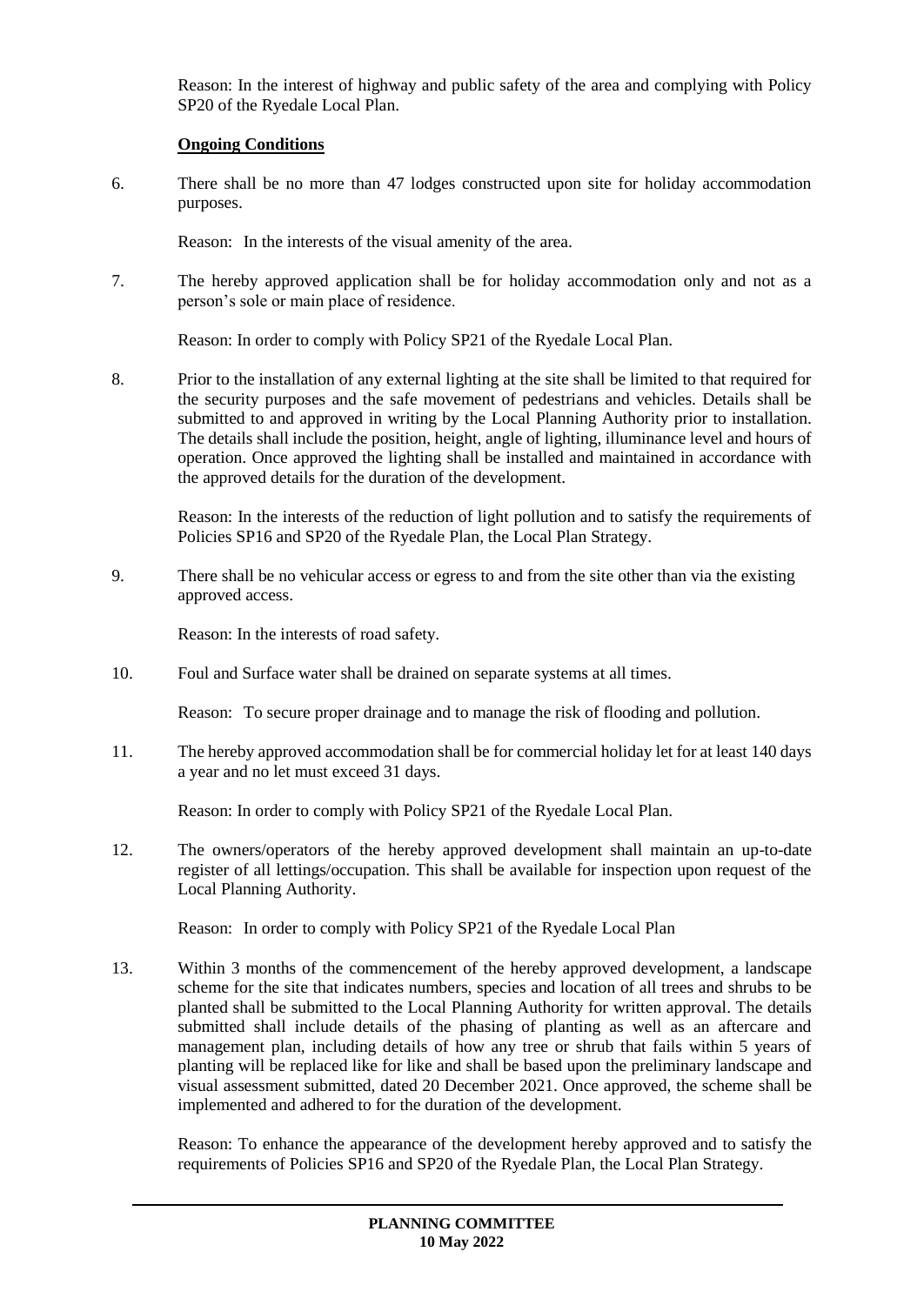Reason: In the interest of highway and public safety of the area and complying with Policy SP20 of the Ryedale Local Plan.

**Ongoing Conditions**

6. There shall be no more than 47 lodges constructed upon site for holiday accommodation purposes.

   Reason: In the interests of the visual amenity of the area.

7. The hereby approved application shall be for holiday accommodation only and not as a person's sole or main place of residence.

   Reason: In order to comply with Policy SP21 of the Ryedale Local Plan.

8. Prior to the installation of any external lighting at the site shall be limited to that required for the security purposes and the safe movement of pedestrians and vehicles. Details shall be submitted to and approved in writing by the Local Planning Authority prior to installation. The details shall include the position, height, angle of lighting, illuminance level and hours of operation. Once approved the lighting shall be installed and maintained in accordance with the approved details for the duration of the development.

   Reason: In the interests of the reduction of light pollution and to satisfy the requirements of Policies SP16 and SP20 of the Ryedale Plan, the Local Plan Strategy.

9. There shall be no vehicular access or egress to and from the site other than via the existing approved access.

   Reason: In the interests of road safety.

10. Foul and Surface water shall be drained on separate systems at all times.

    Reason: To secure proper drainage and to manage the risk of flooding and pollution.

11. The hereby approved accommodation shall be for commercial holiday let for at least 140 days a year and no let must exceed 31 days.

    Reason: In order to comply with Policy SP21 of the Ryedale Local Plan.

12. The owners/operators of the hereby approved development shall maintain an up-to-date register of all lettings/occupation. This shall be available for inspection upon request of the Local Planning Authority.

    Reason: In order to comply with Policy SP21 of the Ryedale Local Plan

13. Within 3 months of the commencement of the hereby approved development, a landscape scheme for the site that indicates numbers, species and location of all trees and shrubs to be planted shall be submitted to the Local Planning Authority for written approval. The details submitted shall include details of the phasing of planting as well as an aftercare and management plan, including details of how any tree or shrub that fails within 5 years of planting will be replaced like for like and shall be based upon the preliminary landscape and visual assessment submitted, dated 20 December 2021. Once approved, the scheme shall be implemented and adhered to for the duration of the development.

    Reason: To enhance the appearance of the development hereby approved and to satisfy the requirements of Policies SP16 and SP20 of the Ryedale Plan, the Local Plan Strategy.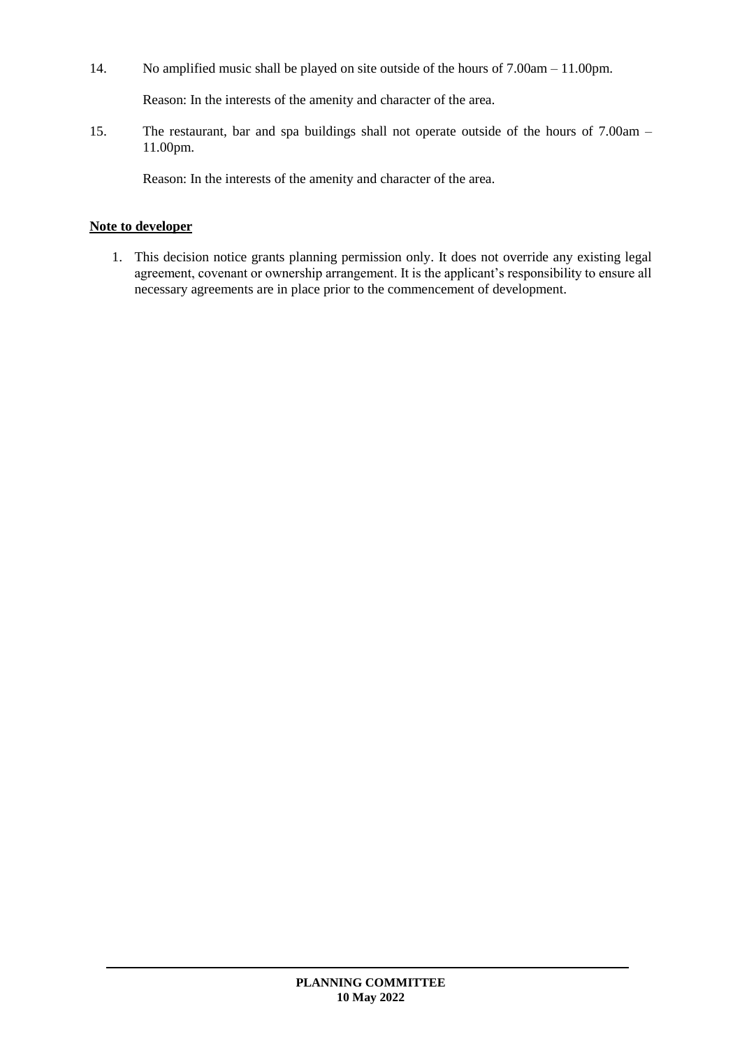14. No amplified music shall be played on site outside of the hours of 7.00am – 11.00pm.

    Reason: In the interests of the amenity and character of the area.

15. The restaurant, bar and spa buildings shall not operate outside of the hours of 7.00am – 11.00pm.

    Reason: In the interests of the amenity and character of the area.

**Note to developer**

1. This decision notice grants planning permission only. It does not override any existing legal agreement, covenant or ownership arrangement. It is the applicant's responsibility to ensure all necessary agreements are in place prior to the commencement of development.